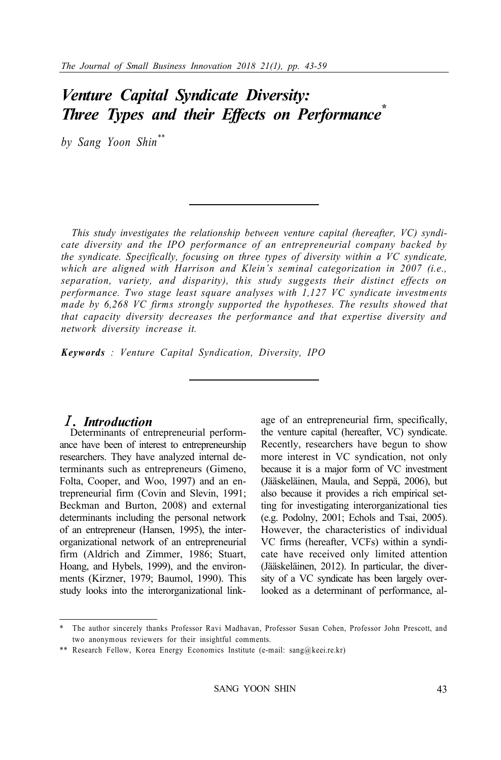# *Venture Capital Syndicate Diversity: Three Types and their Effects on Performance*[*]

*by Sang Yoon Shin*[**]

*This study investigates the relationship between venture capital (hereafter, VC) syndicate diversity and the IPO performance of an entrepreneurial company backed by the syndicate. Specifically, focusing on three types of diversity within a VC syndicate, which are aligned with Harrison and Klein's seminal categorization in 2007 (i.e., separation, variety, and disparity), this study suggests their distinct effects on performance. Two stage least square analyses with 1,127 VC syndicate investments made by 6,268 VC firms strongly supported the hypotheses. The results showed that that capacity diversity decreases the performance and that expertise diversity and network diversity increase it.*

***Keywords*** *: Venture Capital Syndication, Diversity, IPO*

## Ⅰ. *Introduction*

Determinants of entrepreneurial performance have been of interest to entrepreneurship researchers. They have analyzed internal determinants such as entrepreneurs (Gimeno, Folta, Cooper, and Woo, 1997) and an entrepreneurial firm (Covin and Slevin, 1991; Beckman and Burton, 2008) and external determinants including the personal network of an entrepreneur (Hansen, 1995), the interorganizational network of an entrepreneurial firm (Aldrich and Zimmer, 1986; Stuart, Hoang, and Hybels, 1999), and the environments (Kirzner, 1979; Baumol, 1990). This study looks into the interorganizational linkage of an entrepreneurial firm, specifically, the venture capital (hereafter, VC) syndicate. Recently, researchers have begun to show more interest in VC syndication, not only because it is a major form of VC investment (Jääskeläinen, Maula, and Seppä, 2006), but also because it provides a rich empirical setting for investigating interorganizational ties (e.g. Podolny, 2001; Echols and Tsai, 2005). However, the characteristics of individual VC firms (hereafter, VCFs) within a syndicate have received only limited attention (Jääskeläinen, 2012). In particular, the diversity of a VC syndicate has been largely overlooked as a determinant of performance, al-

---

[*] The author sincerely thanks Professor Ravi Madhavan, Professor Susan Cohen, Professor John Prescott, and two anonymous reviewers for their insightful comments.

[**] Research Fellow, Korea Energy Economics Institute (e-mail: sang@keei.re.kr)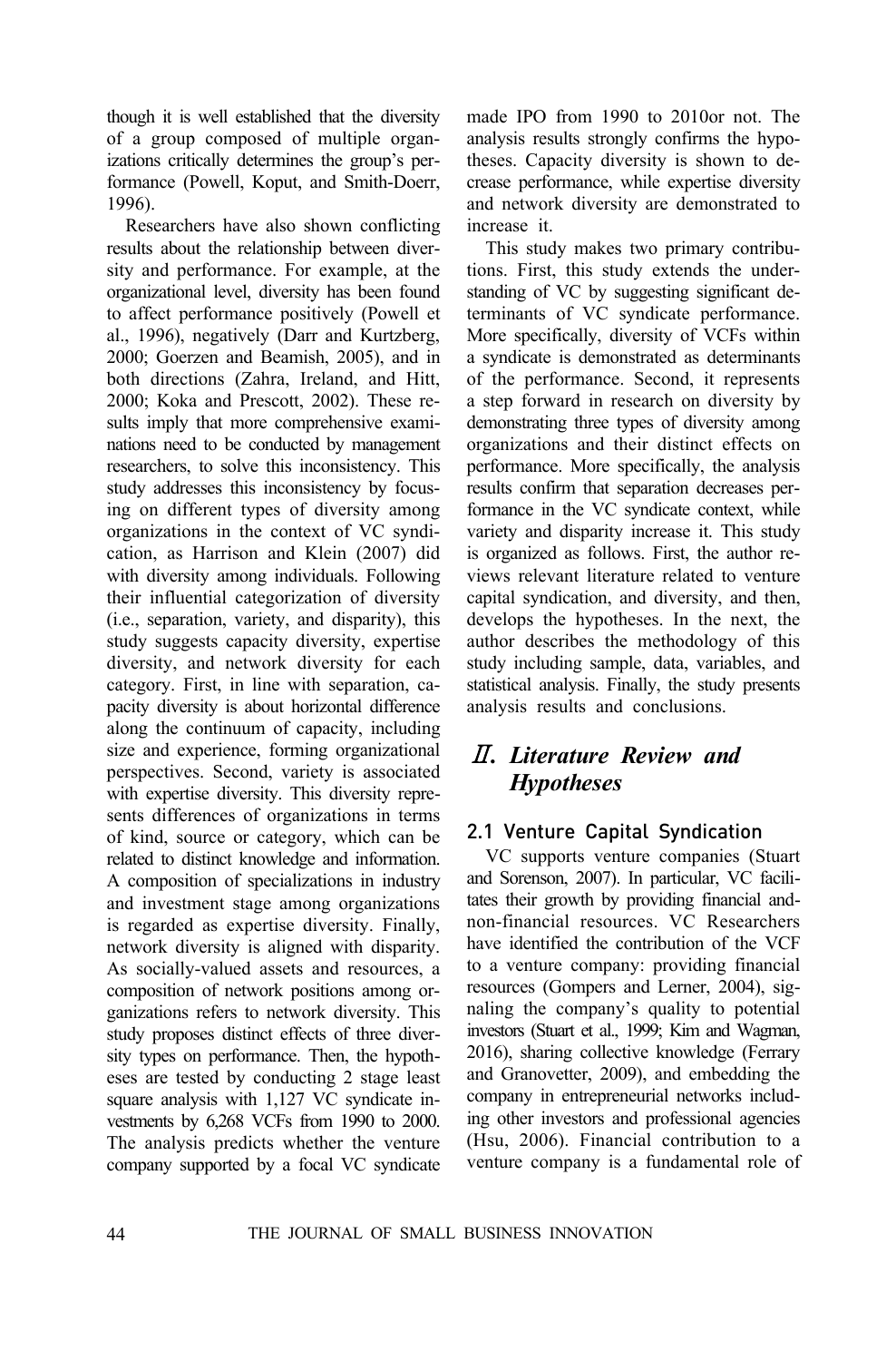though it is well established that the diversity of a group composed of multiple organizations critically determines the group's performance (Powell, Koput, and Smith-Doerr, 1996).

Researchers have also shown conflicting results about the relationship between diversity and performance. For example, at the organizational level, diversity has been found to affect performance positively (Powell et al., 1996), negatively (Darr and Kurtzberg, 2000; Goerzen and Beamish, 2005), and in both directions (Zahra, Ireland, and Hitt, 2000; Koka and Prescott, 2002). These results imply that more comprehensive examinations need to be conducted by management researchers, to solve this inconsistency. This study addresses this inconsistency by focusing on different types of diversity among organizations in the context of VC syndication, as Harrison and Klein (2007) did with diversity among individuals. Following their influential categorization of diversity (i.e., separation, variety, and disparity), this study suggests capacity diversity, expertise diversity, and network diversity for each category. First, in line with separation, capacity diversity is about horizontal difference along the continuum of capacity, including size and experience, forming organizational perspectives. Second, variety is associated with expertise diversity. This diversity represents differences of organizations in terms of kind, source or category, which can be related to distinct knowledge and information. A composition of specializations in industry and investment stage among organizations is regarded as expertise diversity. Finally, network diversity is aligned with disparity. As socially-valued assets and resources, a composition of network positions among organizations refers to network diversity. This study proposes distinct effects of three diversity types on performance. Then, the hypotheses are tested by conducting 2 stage least square analysis with 1,127 VC syndicate investments by 6,268 VCFs from 1990 to 2000. The analysis predicts whether the venture company supported by a focal VC syndicate made IPO from 1990 to 2010or not. The analysis results strongly confirms the hypotheses. Capacity diversity is shown to decrease performance, while expertise diversity and network diversity are demonstrated to increase it.

This study makes two primary contributions. First, this study extends the understanding of VC by suggesting significant determinants of VC syndicate performance. More specifically, diversity of VCFs within a syndicate is demonstrated as determinants of the performance. Second, it represents a step forward in research on diversity by demonstrating three types of diversity among organizations and their distinct effects on performance. More specifically, the analysis results confirm that separation decreases performance in the VC syndicate context, while variety and disparity increase it. This study is organized as follows. First, the author reviews relevant literature related to venture capital syndication, and diversity, and then, develops the hypotheses. In the next, the author describes the methodology of this study including sample, data, variables, and statistical analysis. Finally, the study presents analysis results and conclusions.

# *Ⅱ. Literature Review and Hypotheses*

## 2.1 Venture Capital Syndication

VC supports venture companies (Stuart and Sorenson, 2007). In particular, VC facilitates their growth by providing financial and non-financial resources. VC Researchers have identified the contribution of the VCF to a venture company: providing financial resources (Gompers and Lerner, 2004), signaling the company's quality to potential investors (Stuart et al., 1999; Kim and Wagman, 2016), sharing collective knowledge (Ferrary and Granovetter, 2009), and embedding the company in entrepreneurial networks including other investors and professional agencies (Hsu, 2006). Financial contribution to a venture company is a fundamental role of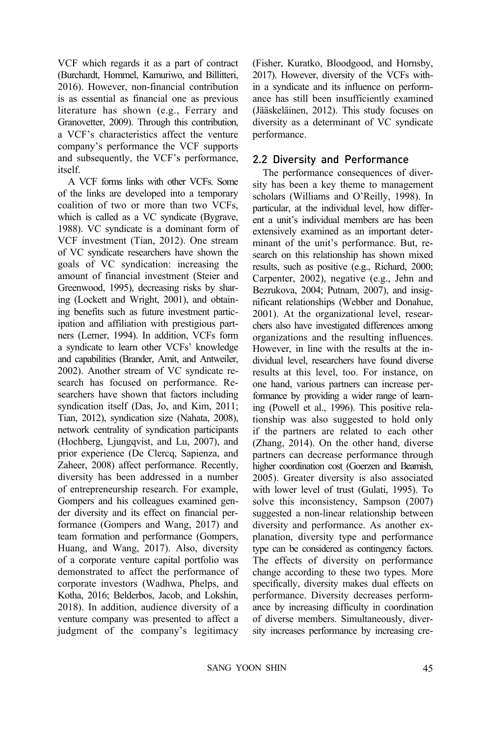VCF which regards it as a part of contract (Burchardt, Hommel, Kamuriwo, and Billitteri, 2016). However, non-financial contribution is as essential as financial one as previous literature has shown (e.g., Ferrary and Granovetter, 2009). Through this contribution, a VCF's characteristics affect the venture company's performance the VCF supports and subsequently, the VCF's performance, itself.

A VCF forms links with other VCFs. Some of the links are developed into a temporary coalition of two or more than two VCFs, which is called as a VC syndicate (Bygrave, 1988). VC syndicate is a dominant form of VCF investment (Tian, 2012). One stream of VC syndicate researchers have shown the goals of VC syndication: increasing the amount of financial investment (Steier and Greenwood, 1995), decreasing risks by sharing (Lockett and Wright, 2001), and obtaining benefits such as future investment participation and affiliation with prestigious partners (Lerner, 1994). In addition, VCFs form a syndicate to learn other VCFs' knowledge and capabilities (Brander, Amit, and Antweiler, 2002). Another stream of VC syndicate research has focused on performance. Researchers have shown that factors including syndication itself (Das, Jo, and Kim, 2011; Tian, 2012), syndication size (Nahata, 2008), network centrality of syndication participants (Hochberg, Ljungqvist, and Lu, 2007), and prior experience (De Clercq, Sapienza, and Zaheer, 2008) affect performance. Recently, diversity has been addressed in a number of entrepreneurship research. For example, Gompers and his colleagues examined gender diversity and its effect on financial performance (Gompers and Wang, 2017) and team formation and performance (Gompers, Huang, and Wang, 2017). Also, diversity of a corporate venture capital portfolio was demonstrated to affect the performance of corporate investors (Wadhwa, Phelps, and Kotha, 2016; Belderbos, Jacob, and Lokshin, 2018). In addition, audience diversity of a venture company was presented to affect a judgment of the company's legitimacy (Fisher, Kuratko, Bloodgood, and Hornsby, 2017). However, diversity of the VCFs within a syndicate and its influence on performance has still been insufficiently examined (Jääskeläinen, 2012). This study focuses on diversity as a determinant of VC syndicate performance.

## 2.2 Diversity and Performance

The performance consequences of diversity has been a key theme to management scholars (Williams and O'Reilly, 1998). In particular, at the individual level, how different a unit's individual members are has been extensively examined as an important determinant of the unit's performance. But, research on this relationship has shown mixed results, such as positive (e.g., Richard, 2000; Carpenter, 2002), negative (e.g., Jehn and Bezrukova, 2004; Putnam, 2007), and insignificant relationships (Webber and Donahue, 2001). At the organizational level, researchers also have investigated differences among organizations and the resulting influences. However, in line with the results at the individual level, researchers have found diverse results at this level, too. For instance, on one hand, various partners can increase performance by providing a wider range of learning (Powell et al., 1996). This positive relationship was also suggested to hold only if the partners are related to each other (Zhang, 2014). On the other hand, diverse partners can decrease performance through higher coordination cost (Goerzen and Beamish, 2005). Greater diversity is also associated with lower level of trust (Gulati, 1995). To solve this inconsistency, Sampson (2007) suggested a non-linear relationship between diversity and performance. As another explanation, diversity type and performance type can be considered as contingency factors. The effects of diversity on performance change according to these two types. More specifically, diversity makes dual effects on performance. Diversity decreases performance by increasing difficulty in coordination of diverse members. Simultaneously, diversity increases performance by increasing cre-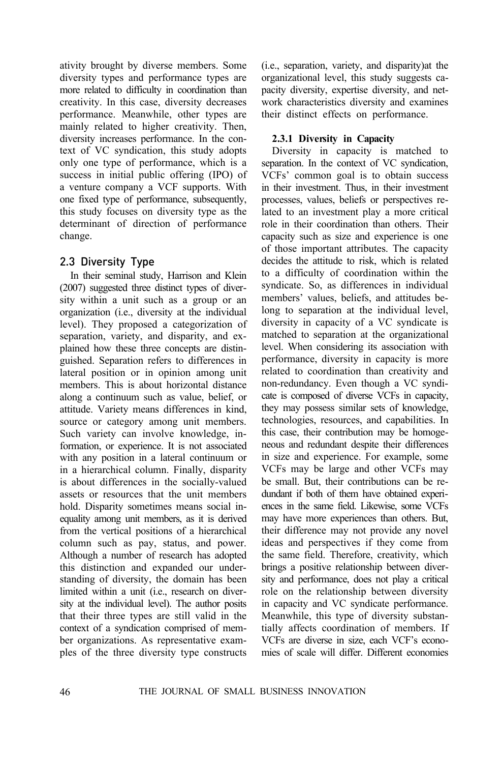ativity brought by diverse members. Some diversity types and performance types are more related to difficulty in coordination than creativity. In this case, diversity decreases performance. Meanwhile, other types are mainly related to higher creativity. Then, diversity increases performance. In the context of VC syndication, this study adopts only one type of performance, which is a success in initial public offering (IPO) of a venture company a VCF supports. With one fixed type of performance, subsequently, this study focuses on diversity type as the determinant of direction of performance change.

## 2.3 Diversity Type

In their seminal study, Harrison and Klein (2007) suggested three distinct types of diversity within a unit such as a group or an organization (i.e., diversity at the individual level). They proposed a categorization of separation, variety, and disparity, and explained how these three concepts are distinguished. Separation refers to differences in lateral position or in opinion among unit members. This is about horizontal distance along a continuum such as value, belief, or attitude. Variety means differences in kind, source or category among unit members. Such variety can involve knowledge, information, or experience. It is not associated with any position in a lateral continuum or in a hierarchical column. Finally, disparity is about differences in the socially-valued assets or resources that the unit members hold. Disparity sometimes means social inequality among unit members, as it is derived from the vertical positions of a hierarchical column such as pay, status, and power. Although a number of research has adopted this distinction and expanded our understanding of diversity, the domain has been limited within a unit (i.e., research on diversity at the individual level). The author posits that their three types are still valid in the context of a syndication comprised of member organizations. As representative examples of the three diversity type constructs (i.e., separation, variety, and disparity)at the organizational level, this study suggests capacity diversity, expertise diversity, and network characteristics diversity and examines their distinct effects on performance.

### 2.3.1 Diversity in Capacity

Diversity in capacity is matched to separation. In the context of VC syndication, VCFs' common goal is to obtain success in their investment. Thus, in their investment processes, values, beliefs or perspectives related to an investment play a more critical role in their coordination than others. Their capacity such as size and experience is one of those important attributes. The capacity decides the attitude to risk, which is related to a difficulty of coordination within the syndicate. So, as differences in individual members' values, beliefs, and attitudes belong to separation at the individual level, diversity in capacity of a VC syndicate is matched to separation at the organizational level. When considering its association with performance, diversity in capacity is more related to coordination than creativity and non-redundancy. Even though a VC syndicate is composed of diverse VCFs in capacity, they may possess similar sets of knowledge, technologies, resources, and capabilities. In this case, their contribution may be homogeneous and redundant despite their differences in size and experience. For example, some VCFs may be large and other VCFs may be small. But, their contributions can be redundant if both of them have obtained experiences in the same field. Likewise, some VCFs may have more experiences than others. But, their difference may not provide any novel ideas and perspectives if they come from the same field. Therefore, creativity, which brings a positive relationship between diversity and performance, does not play a critical role on the relationship between diversity in capacity and VC syndicate performance. Meanwhile, this type of diversity substantially affects coordination of members. If VCFs are diverse in size, each VCF's economies of scale will differ. Different economies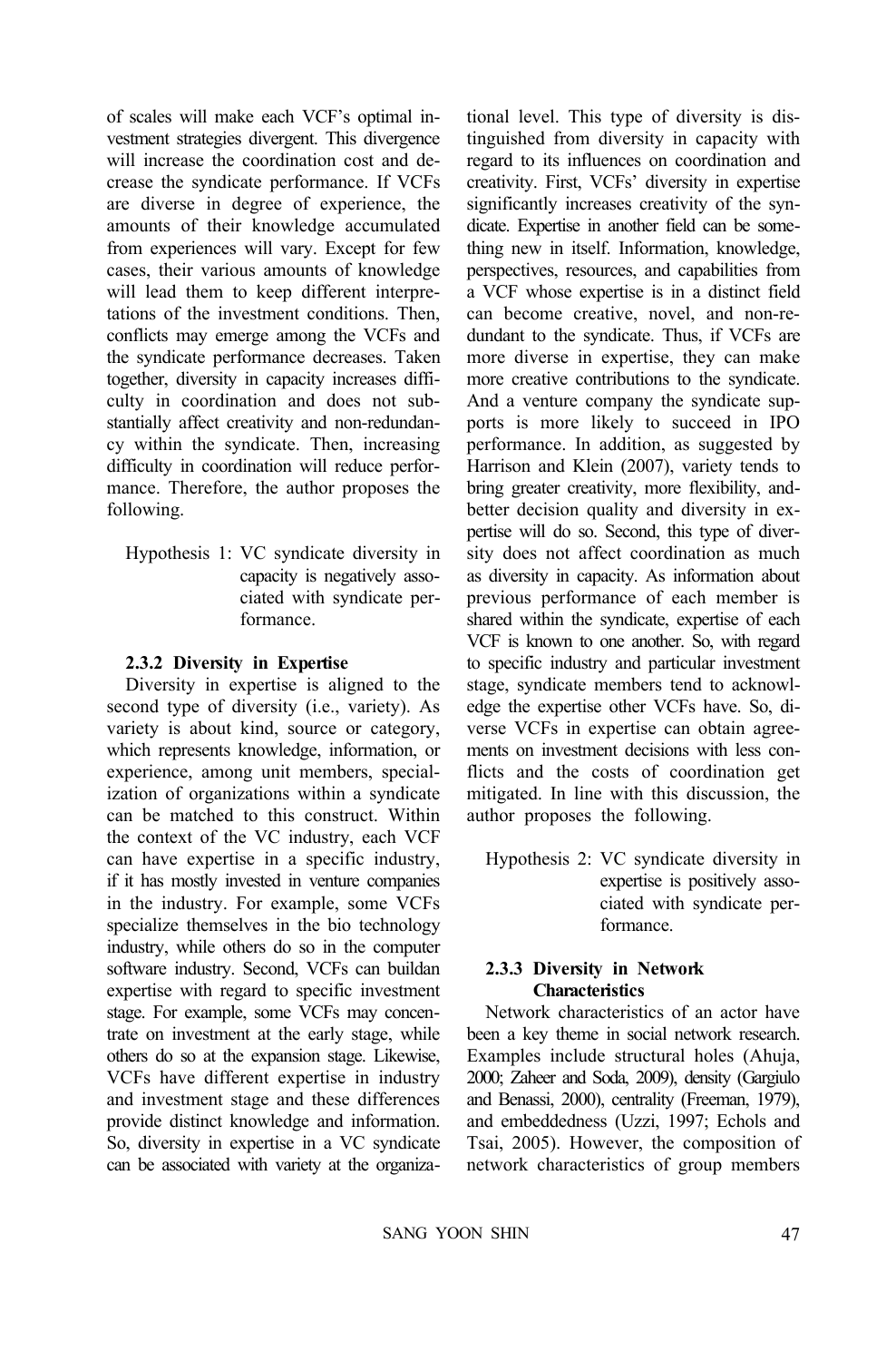of scales will make each VCF's optimal investment strategies divergent. This divergence will increase the coordination cost and decrease the syndicate performance. If VCFs are diverse in degree of experience, the amounts of their knowledge accumulated from experiences will vary. Except for few cases, their various amounts of knowledge will lead them to keep different interpretations of the investment conditions. Then, conflicts may emerge among the VCFs and the syndicate performance decreases. Taken together, diversity in capacity increases difficulty in coordination and does not substantially affect creativity and non-redundancy within the syndicate. Then, increasing difficulty in coordination will reduce performance. Therefore, the author proposes the following.

> Hypothesis 1: VC syndicate diversity in capacity is negatively associated with syndicate performance.

### 2.3.2 Diversity in Expertise

Diversity in expertise is aligned to the second type of diversity (i.e., variety). As variety is about kind, source or category, which represents knowledge, information, or experience, among unit members, specialization of organizations within a syndicate can be matched to this construct. Within the context of the VC industry, each VCF can have expertise in a specific industry, if it has mostly invested in venture companies in the industry. For example, some VCFs specialize themselves in the bio technology industry, while others do so in the computer software industry. Second, VCFs can buildan expertise with regard to specific investment stage. For example, some VCFs may concentrate on investment at the early stage, while others do so at the expansion stage. Likewise, VCFs have different expertise in industry and investment stage and these differences provide distinct knowledge and information. So, diversity in expertise in a VC syndicate can be associated with variety at the organizational level. This type of diversity is distinguished from diversity in capacity with regard to its influences on coordination and creativity. First, VCFs' diversity in expertise significantly increases creativity of the syndicate. Expertise in another field can be something new in itself. Information, knowledge, perspectives, resources, and capabilities from a VCF whose expertise is in a distinct field can become creative, novel, and non-redundant to the syndicate. Thus, if VCFs are more diverse in expertise, they can make more creative contributions to the syndicate. And a venture company the syndicate supports is more likely to succeed in IPO performance. In addition, as suggested by Harrison and Klein (2007), variety tends to bring greater creativity, more flexibility, andbetter decision quality and diversity in expertise will do so. Second, this type of diversity does not affect coordination as much as diversity in capacity. As information about previous performance of each member is shared within the syndicate, expertise of each VCF is known to one another. So, with regard to specific industry and particular investment stage, syndicate members tend to acknowledge the expertise other VCFs have. So, diverse VCFs in expertise can obtain agreements on investment decisions with less conflicts and the costs of coordination get mitigated. In line with this discussion, the author proposes the following.

> Hypothesis 2: VC syndicate diversity in expertise is positively associated with syndicate performance.

### 2.3.3 Diversity in Network Characteristics

Network characteristics of an actor have been a key theme in social network research. Examples include structural holes (Ahuja, 2000; Zaheer and Soda, 2009), density (Gargiulo and Benassi, 2000), centrality (Freeman, 1979), and embeddedness (Uzzi, 1997; Echols and Tsai, 2005). However, the composition of network characteristics of group members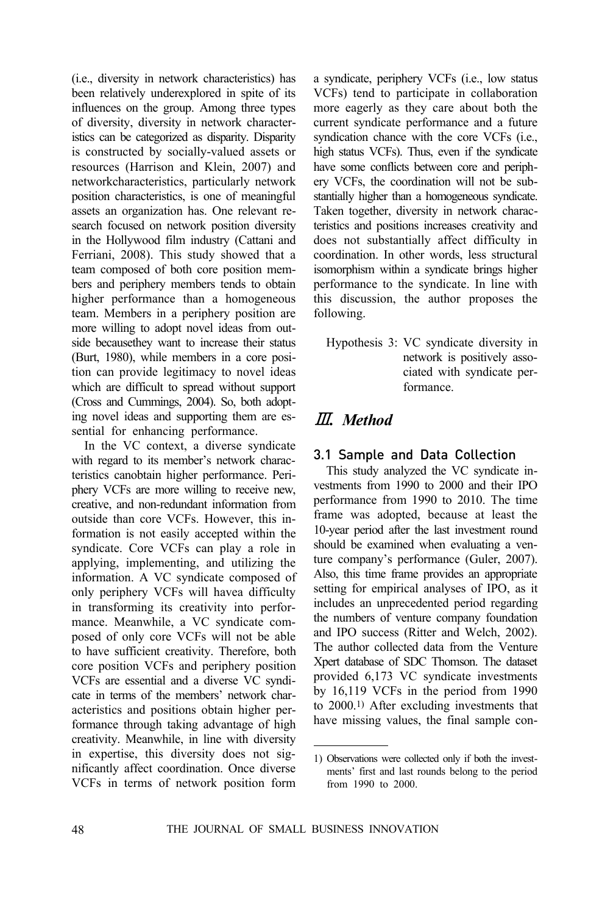(i.e., diversity in network characteristics) has been relatively underexplored in spite of its influences on the group. Among three types of diversity, diversity in network characteristics can be categorized as disparity. Disparity is constructed by socially-valued assets or resources (Harrison and Klein, 2007) and networkcharacteristics, particularly network position characteristics, is one of meaningful assets an organization has. One relevant research focused on network position diversity in the Hollywood film industry (Cattani and Ferriani, 2008). This study showed that a team composed of both core position members and periphery members tends to obtain higher performance than a homogeneous team. Members in a periphery position are more willing to adopt novel ideas from outside becausethey want to increase their status (Burt, 1980), while members in a core position can provide legitimacy to novel ideas which are difficult to spread without support (Cross and Cummings, 2004). So, both adopting novel ideas and supporting them are essential for enhancing performance.

In the VC context, a diverse syndicate with regard to its member's network characteristics canobtain higher performance. Periphery VCFs are more willing to receive new, creative, and non-redundant information from outside than core VCFs. However, this information is not easily accepted within the syndicate. Core VCFs can play a role in applying, implementing, and utilizing the information. A VC syndicate composed of only periphery VCFs will havea difficulty in transforming its creativity into performance. Meanwhile, a VC syndicate composed of only core VCFs will not be able to have sufficient creativity. Therefore, both core position VCFs and periphery position VCFs are essential and a diverse VC syndicate in terms of the members' network characteristics and positions obtain higher performance through taking advantage of high creativity. Meanwhile, in line with diversity in expertise, this diversity does not significantly affect coordination. Once diverse VCFs in terms of network position form a syndicate, periphery VCFs (i.e., low status VCFs) tend to participate in collaboration more eagerly as they care about both the current syndicate performance and a future syndication chance with the core VCFs (i.e., high status VCFs). Thus, even if the syndicate have some conflicts between core and periphery VCFs, the coordination will not be substantially higher than a homogeneous syndicate. Taken together, diversity in network characteristics and positions increases creativity and does not substantially affect difficulty in coordination. In other words, less structural isomorphism within a syndicate brings higher performance to the syndicate. In line with this discussion, the author proposes the following.

Hypothesis 3: VC syndicate diversity in network is positively associated with syndicate performance.

# Ⅲ. *Method*

## 3.1 Sample and Data Collection

This study analyzed the VC syndicate investments from 1990 to 2000 and their IPO performance from 1990 to 2010. The time frame was adopted, because at least the 10-year period after the last investment round should be examined when evaluating a venture company's performance (Guler, 2007). Also, this time frame provides an appropriate setting for empirical analyses of IPO, as it includes an unprecedented period regarding the numbers of venture company foundation and IPO success (Ritter and Welch, 2002). The author collected data from the Venture Xpert database of SDC Thomson. The dataset provided 6,173 VC syndicate investments by 16,119 VCFs in the period from 1990 to 2000.[1] After excluding investments that have missing values, the final sample con-

1) Observations were collected only if both the investments' first and last rounds belong to the period from 1990 to 2000.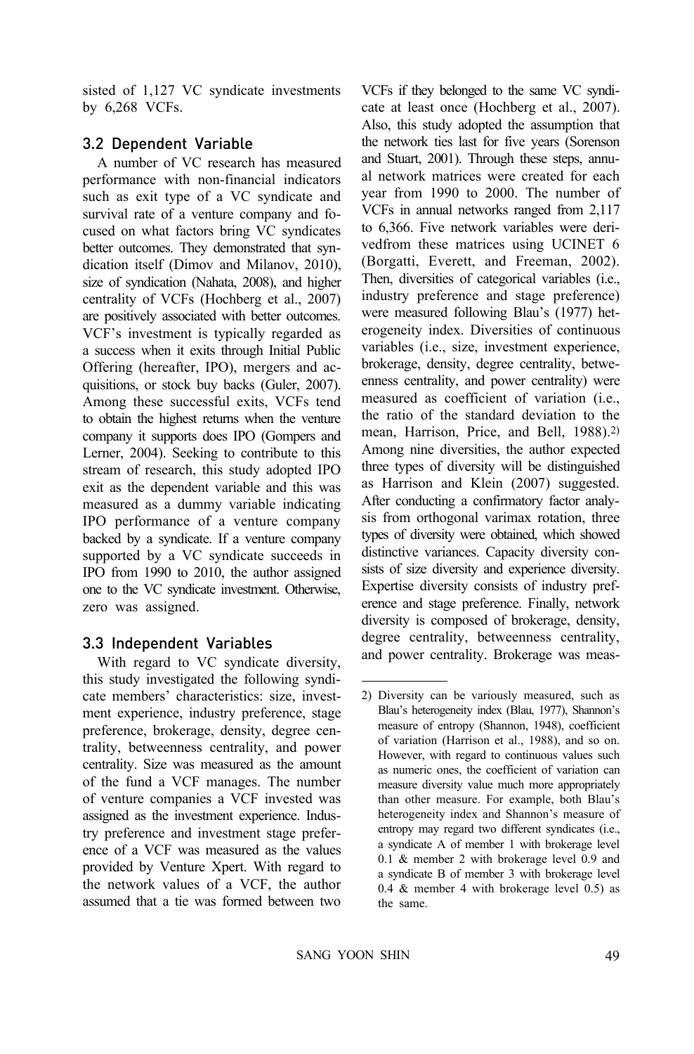sisted of 1,127 VC syndicate investments by 6,268 VCFs.

### 3.2 Dependent Variable

A number of VC research has measured performance with non-financial indicators such as exit type of a VC syndicate and survival rate of a venture company and focused on what factors bring VC syndicates better outcomes. They demonstrated that syndication itself (Dimov and Milanov, 2010), size of syndication (Nahata, 2008), and higher centrality of VCFs (Hochberg et al., 2007) are positively associated with better outcomes. VCF's investment is typically regarded as a success when it exits through Initial Public Offering (hereafter, IPO), mergers and acquisitions, or stock buy backs (Guler, 2007). Among these successful exits, VCFs tend to obtain the highest returns when the venture company it supports does IPO (Gompers and Lerner, 2004). Seeking to contribute to this stream of research, this study adopted IPO exit as the dependent variable and this was measured as a dummy variable indicating IPO performance of a venture company backed by a syndicate. If a venture company supported by a VC syndicate succeeds in IPO from 1990 to 2010, the author assigned one to the VC syndicate investment. Otherwise, zero was assigned.

### 3.3 Independent Variables

With regard to VC syndicate diversity, this study investigated the following syndicate members' characteristics: size, investment experience, industry preference, stage preference, brokerage, density, degree centrality, betweenness centrality, and power centrality. Size was measured as the amount of the fund a VCF manages. The number of venture companies a VCF invested was assigned as the investment experience. Industry preference and investment stage preference of a VCF was measured as the values provided by Venture Xpert. With regard to the network values of a VCF, the author assumed that a tie was formed between two VCFs if they belonged to the same VC syndicate at least once (Hochberg et al., 2007). Also, this study adopted the assumption that the network ties last for five years (Sorenson and Stuart, 2001). Through these steps, annual network matrices were created for each year from 1990 to 2000. The number of VCFs in annual networks ranged from 2,117 to 6,366. Five network variables were derivedfrom these matrices using UCINET 6 (Borgatti, Everett, and Freeman, 2002). Then, diversities of categorical variables (i.e., industry preference and stage preference) were measured following Blau's (1977) heterogeneity index. Diversities of continuous variables (i.e., size, investment experience, brokerage, density, degree centrality, betweenness centrality, and power centrality) were measured as coefficient of variation (i.e., the ratio of the standard deviation to the mean, Harrison, Price, and Bell, 1988).[2] Among nine diversities, the author expected three types of diversity will be distinguished as Harrison and Klein (2007) suggested. After conducting a confirmatory factor analysis from orthogonal varimax rotation, three types of diversity were obtained, which showed distinctive variances. Capacity diversity consists of size diversity and experience diversity. Expertise diversity consists of industry preference and stage preference. Finally, network diversity is composed of brokerage, density, degree centrality, betweenness centrality, and power centrality. Brokerage was meas-

---

2) Diversity can be variously measured, such as Blau's heterogeneity index (Blau, 1977), Shannon's measure of entropy (Shannon, 1948), coefficient of variation (Harrison et al., 1988), and so on. However, with regard to continuous values such as numeric ones, the coefficient of variation can measure diversity value much more appropriately than other measure. For example, both Blau's heterogeneity index and Shannon's measure of entropy may regard two different syndicates (i.e., a syndicate A of member 1 with brokerage level 0.1 & member 2 with brokerage level 0.9 and a syndicate B of member 3 with brokerage level 0.4 & member 4 with brokerage level 0.5) as the same.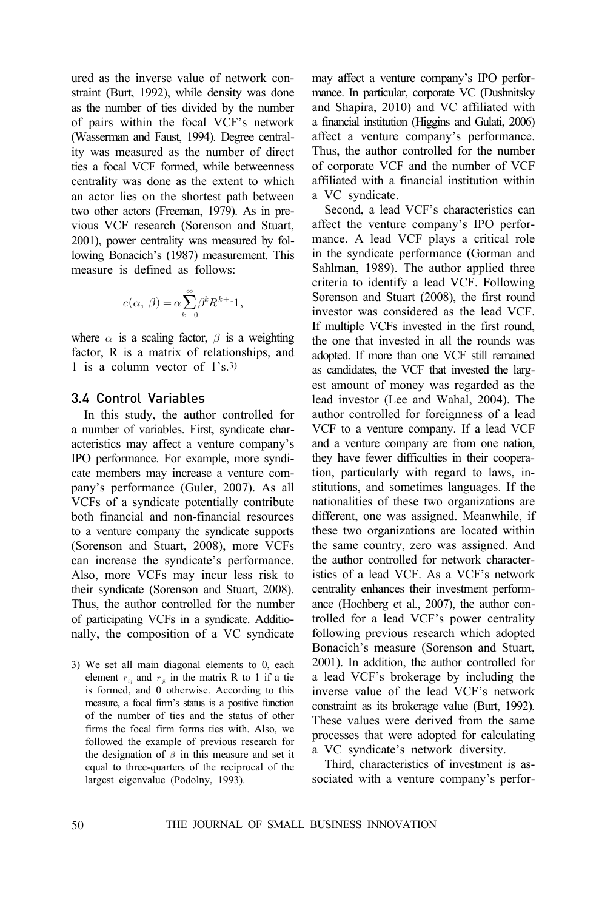ured as the inverse value of network constraint (Burt, 1992), while density was done as the number of ties divided by the number of pairs within the focal VCF's network (Wasserman and Faust, 1994). Degree centrality was measured as the number of direct ties a focal VCF formed, while betweenness centrality was done as the extent to which an actor lies on the shortest path between two other actors (Freeman, 1979). As in previous VCF research (Sorenson and Stuart, 2001), power centrality was measured by following Bonacich's (1987) measurement. This measure is defined as follows:

$$c(\alpha,\ \beta) = \alpha \sum_{k=0}^{\infty} \beta^k R^{k+1} 1,$$

where $\alpha$ is a scaling factor, $\beta$ is a weighting factor, R is a matrix of relationships, and 1 is a column vector of 1's.[3)]

### 3.4 Control Variables

In this study, the author controlled for a number of variables. First, syndicate characteristics may affect a venture company's IPO performance. For example, more syndicate members may increase a venture company's performance (Guler, 2007). As all VCFs of a syndicate potentially contribute both financial and non-financial resources to a venture company the syndicate supports (Sorenson and Stuart, 2008), more VCFs can increase the syndicate's performance. Also, more VCFs may incur less risk to their syndicate (Sorenson and Stuart, 2008). Thus, the author controlled for the number of participating VCFs in a syndicate. Additionally, the composition of a VC syndicate may affect a venture company's IPO performance. In particular, corporate VC (Dushnitsky and Shapira, 2010) and VC affiliated with a financial institution (Higgins and Gulati, 2006) affect a venture company's performance. Thus, the author controlled for the number of corporate VCF and the number of VCF affiliated with a financial institution within a VC syndicate.

Second, a lead VCF's characteristics can affect the venture company's IPO performance. A lead VCF plays a critical role in the syndicate performance (Gorman and Sahlman, 1989). The author applied three criteria to identify a lead VCF. Following Sorenson and Stuart (2008), the first round investor was considered as the lead VCF. If multiple VCFs invested in the first round, the one that invested in all the rounds was adopted. If more than one VCF still remained as candidates, the VCF that invested the largest amount of money was regarded as the lead investor (Lee and Wahal, 2004). The author controlled for foreignness of a lead VCF to a venture company. If a lead VCF and a venture company are from one nation, they have fewer difficulties in their cooperation, particularly with regard to laws, institutions, and sometimes languages. If the nationalities of these two organizations are different, one was assigned. Meanwhile, if these two organizations are located within the same country, zero was assigned. And the author controlled for network characteristics of a lead VCF. As a VCF's network centrality enhances their investment performance (Hochberg et al., 2007), the author controlled for a lead VCF's power centrality following previous research which adopted Bonacich's measure (Sorenson and Stuart, 2001). In addition, the author controlled for a lead VCF's brokerage by including the inverse value of the lead VCF's network constraint as its brokerage value (Burt, 1992). These values were derived from the same processes that were adopted for calculating a VC syndicate's network diversity.

Third, characteristics of investment is associated with a venture company's perfor-

---

3) We set all main diagonal elements to 0, each element $r_{ij}$ and $r_{ji}$ in the matrix R to 1 if a tie is formed, and 0 otherwise. According to this measure, a focal firm's status is a positive function of the number of ties and the status of other firms the focal firm forms ties with. Also, we followed the example of previous research for the designation of $\beta$ in this measure and set it equal to three-quarters of the reciprocal of the largest eigenvalue (Podolny, 1993).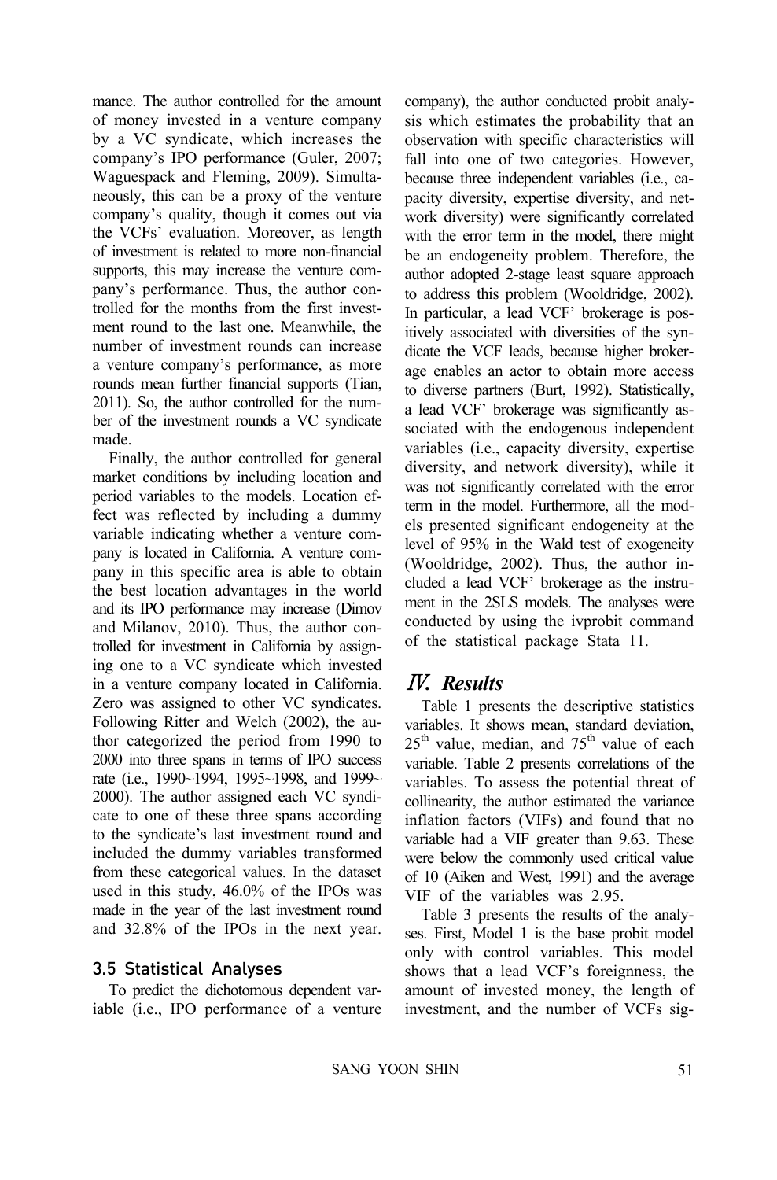mance. The author controlled for the amount of money invested in a venture company by a VC syndicate, which increases the company's IPO performance (Guler, 2007; Waguespack and Fleming, 2009). Simultaneously, this can be a proxy of the venture company's quality, though it comes out via the VCFs' evaluation. Moreover, as length of investment is related to more non-financial supports, this may increase the venture company's performance. Thus, the author controlled for the months from the first investment round to the last one. Meanwhile, the number of investment rounds can increase a venture company's performance, as more rounds mean further financial supports (Tian, 2011). So, the author controlled for the number of the investment rounds a VC syndicate made.

Finally, the author controlled for general market conditions by including location and period variables to the models. Location effect was reflected by including a dummy variable indicating whether a venture company is located in California. A venture company in this specific area is able to obtain the best location advantages in the world and its IPO performance may increase (Dimov and Milanov, 2010). Thus, the author controlled for investment in California by assigning one to a VC syndicate which invested in a venture company located in California. Zero was assigned to other VC syndicates. Following Ritter and Welch (2002), the author categorized the period from 1990 to 2000 into three spans in terms of IPO success rate (i.e., 1990~1994, 1995~1998, and 1999~2000). The author assigned each VC syndicate to one of these three spans according to the syndicate's last investment round and included the dummy variables transformed from these categorical values. In the dataset used in this study, 46.0% of the IPOs was made in the year of the last investment round and 32.8% of the IPOs in the next year.

### 3.5 Statistical Analyses

To predict the dichotomous dependent variable (i.e., IPO performance of a venture company), the author conducted probit analysis which estimates the probability that an observation with specific characteristics will fall into one of two categories. However, because three independent variables (i.e., capacity diversity, expertise diversity, and network diversity) were significantly correlated with the error term in the model, there might be an endogeneity problem. Therefore, the author adopted 2-stage least square approach to address this problem (Wooldridge, 2002). In particular, a lead VCF' brokerage is positively associated with diversities of the syndicate the VCF leads, because higher brokerage enables an actor to obtain more access to diverse partners (Burt, 1992). Statistically, a lead VCF' brokerage was significantly associated with the endogenous independent variables (i.e., capacity diversity, expertise diversity, and network diversity), while it was not significantly correlated with the error term in the model. Furthermore, all the models presented significant endogeneity at the level of 95% in the Wald test of exogeneity (Wooldridge, 2002). Thus, the author included a lead VCF' brokerage as the instrument in the 2SLS models. The analyses were conducted by using the ivprobit command of the statistical package Stata 11.

## *Ⅳ. Results*

Table 1 presents the descriptive statistics variables. It shows mean, standard deviation, $25^{th}$ value, median, and $75^{th}$ value of each variable. Table 2 presents correlations of the variables. To assess the potential threat of collinearity, the author estimated the variance inflation factors (VIFs) and found that no variable had a VIF greater than 9.63. These were below the commonly used critical value of 10 (Aiken and West, 1991) and the average VIF of the variables was 2.95.

Table 3 presents the results of the analyses. First, Model 1 is the base probit model only with control variables. This model shows that a lead VCF's foreignness, the amount of invested money, the length of investment, and the number of VCFs sig-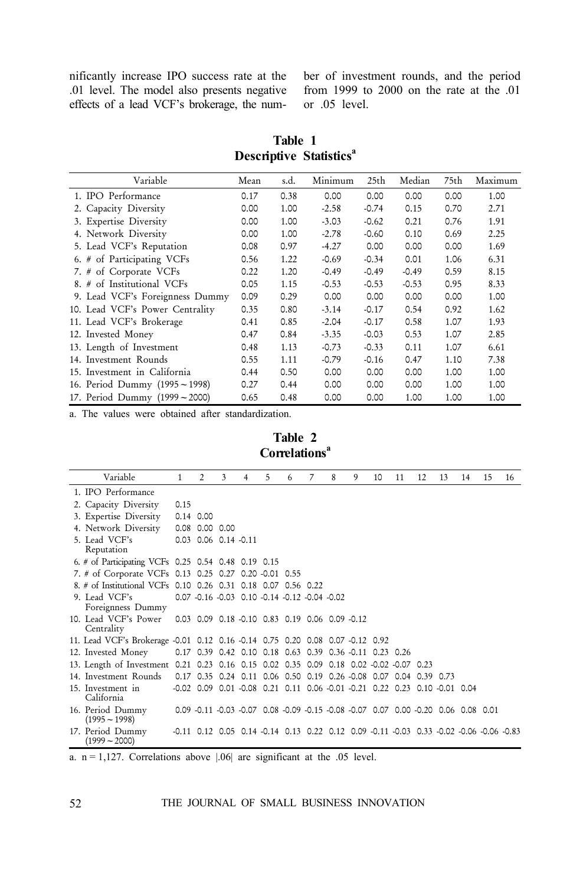nificantly increase IPO success rate at the .01 level. The model also presents negative effects of a lead VCF's brokerage, the number of investment rounds, and the period from 1999 to 2000 on the rate at the .01 or .05 level.

**Table 1**
**Descriptive Statistics[a]**

| Variable | Mean | s.d. | Minimum | 25th | Median | 75th | Maximum |
|---|---|---|---|---|---|---|---|
| 1. IPO Performance | 0.17 | 0.38 | 0.00 | 0.00 | 0.00 | 0.00 | 1.00 |
| 2. Capacity Diversity | 0.00 | 1.00 | -2.58 | -0.74 | 0.15 | 0.70 | 2.71 |
| 3. Expertise Diversity | 0.00 | 1.00 | -3.03 | -0.62 | 0.21 | 0.76 | 1.91 |
| 4. Network Diversity | 0.00 | 1.00 | -2.78 | -0.60 | 0.10 | 0.69 | 2.25 |
| 5. Lead VCF's Reputation | 0.08 | 0.97 | -4.27 | 0.00 | 0.00 | 0.00 | 1.69 |
| 6. # of Participating VCFs | 0.56 | 1.22 | -0.69 | -0.34 | 0.01 | 1.06 | 6.31 |
| 7. # of Corporate VCFs | 0.22 | 1.20 | -0.49 | -0.49 | -0.49 | 0.59 | 8.15 |
| 8. # of Institutional VCFs | 0.05 | 1.15 | -0.53 | -0.53 | -0.53 | 0.95 | 8.33 |
| 9. Lead VCF's Foreignness Dummy | 0.09 | 0.29 | 0.00 | 0.00 | 0.00 | 0.00 | 1.00 |
| 10. Lead VCF's Power Centrality | 0.35 | 0.80 | -3.14 | -0.17 | 0.54 | 0.92 | 1.62 |
| 11. Lead VCF's Brokerage | 0.41 | 0.85 | -2.04 | -0.17 | 0.58 | 1.07 | 1.93 |
| 12. Invested Money | 0.47 | 0.84 | -3.35 | -0.03 | 0.53 | 1.07 | 2.85 |
| 13. Length of Investment | 0.48 | 1.13 | -0.73 | -0.33 | 0.11 | 1.07 | 6.61 |
| 14. Investment Rounds | 0.55 | 1.11 | -0.79 | -0.16 | 0.47 | 1.10 | 7.38 |
| 15. Investment in California | 0.44 | 0.50 | 0.00 | 0.00 | 0.00 | 1.00 | 1.00 |
| 16. Period Dummy (1995～1998) | 0.27 | 0.44 | 0.00 | 0.00 | 0.00 | 1.00 | 1.00 |
| 17. Period Dummy (1999～2000) | 0.65 | 0.48 | 0.00 | 0.00 | 1.00 | 1.00 | 1.00 |

a. The values were obtained after standardization.

**Table 2**
**Correlations[a]**

| Variable | 1 | 2 | 3 | 4 | 5 | 6 | 7 | 8 | 9 | 10 | 11 | 12 | 13 | 14 | 15 | 16 |
|---|---|---|---|---|---|---|---|---|---|---|---|---|---|---|---|---|
| 1. IPO Performance | | | | | | | | | | | | | | | | |
| 2. Capacity Diversity | 0.15 | | | | | | | | | | | | | | | |
| 3. Expertise Diversity | 0.14 | 0.00 | | | | | | | | | | | | | | |
| 4. Network Diversity | 0.08 | 0.00 | 0.00 | | | | | | | | | | | | | |
| 5. Lead VCF's Reputation | 0.03 | 0.06 | 0.14 | -0.11 | | | | | | | | | | | | |
| 6. # of Participating VCFs | 0.25 | 0.54 | 0.48 | 0.19 | 0.15 | | | | | | | | | | | |
| 7. # of Corporate VCFs | 0.13 | 0.25 | 0.27 | 0.20 | -0.01 | 0.55 | | | | | | | | | | |
| 8. # of Institutional VCFs | 0.10 | 0.26 | 0.31 | 0.18 | 0.07 | 0.56 | 0.22 | | | | | | | | | |
| 9. Lead VCF's Foreignness Dummy | 0.07 | -0.16 | -0.03 | 0.10 | -0.14 | -0.12 | -0.04 | -0.02 | | | | | | | | |
| 10. Lead VCF's Power Centrality | 0.03 | 0.09 | 0.18 | -0.10 | 0.83 | 0.19 | 0.06 | 0.09 | -0.12 | | | | | | | |
| 11. Lead VCF's Brokerage | -0.01 | 0.12 | 0.16 | -0.14 | 0.75 | 0.20 | 0.08 | 0.07 | -0.12 | 0.92 | | | | | | |
| 12. Invested Money | 0.17 | 0.39 | 0.42 | 0.10 | 0.18 | 0.63 | 0.39 | 0.36 | -0.11 | 0.23 | 0.26 | | | | | |
| 13. Length of Investment | 0.21 | 0.23 | 0.16 | 0.15 | 0.02 | 0.35 | 0.09 | 0.18 | 0.02 | -0.02 | -0.07 | 0.23 | | | | |
| 14. Investment Rounds | 0.17 | 0.35 | 0.24 | 0.11 | 0.06 | 0.50 | 0.19 | 0.26 | -0.08 | 0.07 | 0.04 | 0.39 | 0.73 | | | |
| 15. Investment in California | -0.02 | 0.09 | 0.01 | -0.08 | 0.21 | 0.11 | 0.06 | -0.01 | -0.21 | 0.22 | 0.23 | 0.10 | -0.01 | 0.04 | | |
| 16. Period Dummy (1995～1998) | 0.09 | -0.11 | -0.03 | -0.07 | 0.08 | -0.09 | -0.15 | -0.08 | -0.07 | 0.07 | 0.00 | -0.20 | 0.06 | 0.08 | 0.01 | |
| 17. Period Dummy (1999～2000) | -0.11 | 0.12 | 0.05 | 0.14 | -0.14 | 0.13 | 0.22 | 0.12 | 0.09 | -0.11 | -0.03 | 0.33 | -0.02 | -0.06 | -0.06 | -0.83 |

a. n = 1,127. Correlations above |.06| are significant at the .05 level.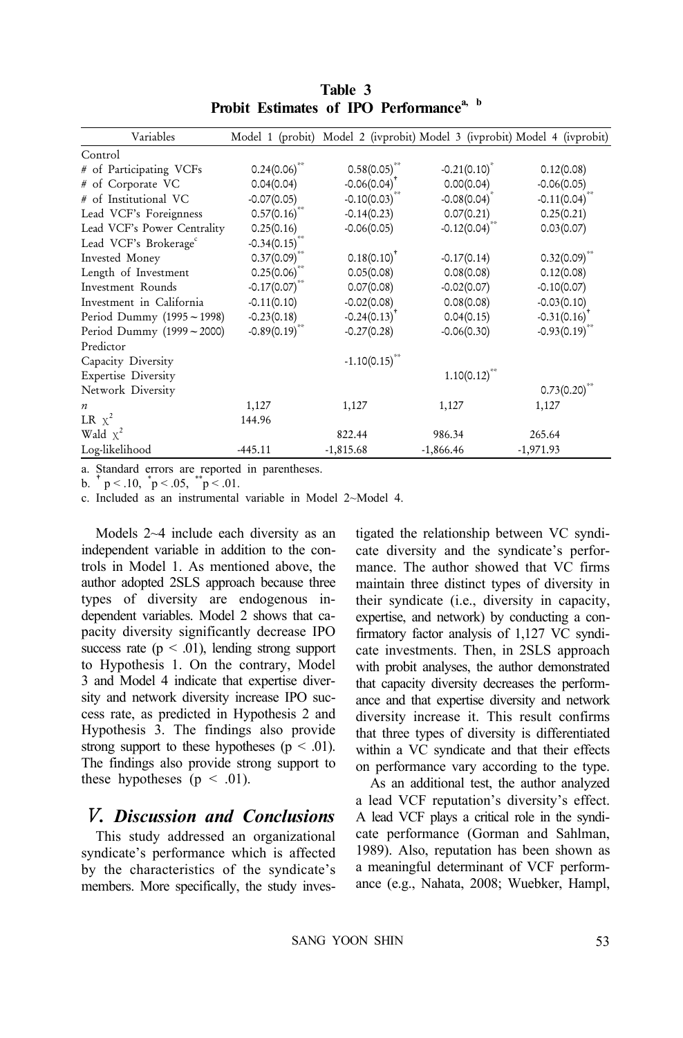**Table 3**
**Probit Estimates of IPO Performance[a, b]**

| Variables | Model 1 (probit) | Model 2 (ivprobit) | Model 3 (ivprobit) | Model 4 (ivprobit) |
|---|---|---|---|---|
| Control | | | | |
| # of Participating VCFs | 0.24(0.06)** | 0.58(0.05)** | -0.21(0.10)* | 0.12(0.08) |
| # of Corporate VC | 0.04(0.04) | -0.06(0.04)† | 0.00(0.04) | -0.06(0.05) |
| # of Institutional VC | -0.07(0.05) | -0.10(0.03)** | -0.08(0.04)* | -0.11(0.04)** |
| Lead VCF's Foreignness | 0.57(0.16)** | -0.14(0.23) | 0.07(0.21) | 0.25(0.21) |
| Lead VCF's Power Centrality | 0.25(0.16) | -0.06(0.05) | -0.12(0.04)** | 0.03(0.07) |
| Lead VCF's Brokerage[c] | -0.34(0.15)** | | | |
| Invested Money | 0.37(0.09)** | 0.18(0.10)† | -0.17(0.14) | 0.32(0.09)** |
| Length of Investment | 0.25(0.06)** | 0.05(0.08) | 0.08(0.08) | 0.12(0.08) |
| Investment Rounds | -0.17(0.07)** | 0.07(0.08) | -0.02(0.07) | -0.10(0.07) |
| Investment in California | -0.11(0.10) | -0.02(0.08) | 0.08(0.08) | -0.03(0.10) |
| Period Dummy (1995～1998) | -0.23(0.18) | -0.24(0.13)† | 0.04(0.15) | -0.31(0.16)† |
| Period Dummy (1999～2000) | -0.89(0.19)** | -0.27(0.28) | -0.06(0.30) | -0.93(0.19)** |
| Predictor | | | | |
| Capacity Diversity | | -1.10(0.15)** | | |
| Expertise Diversity | | | 1.10(0.12)** | |
| Network Diversity | | | | 0.73(0.20)** |
| $n$ | 1,127 | 1,127 | 1,127 | 1,127 |
| LR $\chi^2$ | 144.96 | | | |
| Wald $\chi^2$ | | 822.44 | 986.34 | 265.64 |
| Log-likelihood | -445.11 | -1,815.68 | -1,866.46 | -1,971.93 |

a. Standard errors are reported in parentheses.
b. † $p < .10$, * $p < .05$, ** $p < .01$.
c. Included as an instrumental variable in Model 2~Model 4.

Models 2~4 include each diversity as an independent variable in addition to the controls in Model 1. As mentioned above, the author adopted 2SLS approach because three types of diversity are endogenous independent variables. Model 2 shows that capacity diversity significantly decrease IPO success rate ($p < .01$), lending strong support to Hypothesis 1. On the contrary, Model 3 and Model 4 indicate that expertise diversity and network diversity increase IPO success rate, as predicted in Hypothesis 2 and Hypothesis 3. The findings also provide strong support to these hypotheses ($p < .01$). The findings also provide strong support to these hypotheses ($p < .01$).

## V. Discussion and Conclusions

This study addressed an organizational syndicate's performance which is affected by the characteristics of the syndicate's members. More specifically, the study investigated the relationship between VC syndicate diversity and the syndicate's performance. The author showed that VC firms maintain three distinct types of diversity in their syndicate (i.e., diversity in capacity, expertise, and network) by conducting a confirmatory factor analysis of 1,127 VC syndicate investments. Then, in 2SLS approach with probit analyses, the author demonstrated that capacity diversity decreases the performance and that expertise diversity and network diversity increase it. This result confirms that three types of diversity is differentiated within a VC syndicate and that their effects on performance vary according to the type.

As an additional test, the author analyzed a lead VCF reputation's diversity's effect. A lead VCF plays a critical role in the syndicate performance (Gorman and Sahlman, 1989). Also, reputation has been shown as a meaningful determinant of VCF performance (e.g., Nahata, 2008; Wuebker, Hampl,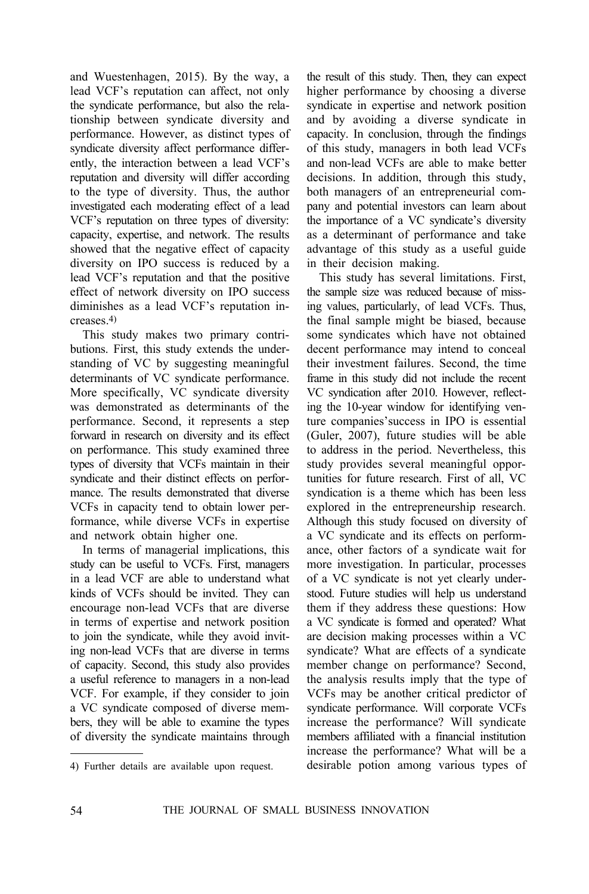and Wuestenhagen, 2015). By the way, a lead VCF's reputation can affect, not only the syndicate performance, but also the relationship between syndicate diversity and performance. However, as distinct types of syndicate diversity affect performance differently, the interaction between a lead VCF's reputation and diversity will differ according to the type of diversity. Thus, the author investigated each moderating effect of a lead VCF's reputation on three types of diversity: capacity, expertise, and network. The results showed that the negative effect of capacity diversity on IPO success is reduced by a lead VCF's reputation and that the positive effect of network diversity on IPO success diminishes as a lead VCF's reputation increases.[4)]

This study makes two primary contributions. First, this study extends the understanding of VC by suggesting meaningful determinants of VC syndicate performance. More specifically, VC syndicate diversity was demonstrated as determinants of the performance. Second, it represents a step forward in research on diversity and its effect on performance. This study examined three types of diversity that VCFs maintain in their syndicate and their distinct effects on performance. The results demonstrated that diverse VCFs in capacity tend to obtain lower performance, while diverse VCFs in expertise and network obtain higher one.

In terms of managerial implications, this study can be useful to VCFs. First, managers in a lead VCF are able to understand what kinds of VCFs should be invited. They can encourage non-lead VCFs that are diverse in terms of expertise and network position to join the syndicate, while they avoid inviting non-lead VCFs that are diverse in terms of capacity. Second, this study also provides a useful reference to managers in a non-lead VCF. For example, if they consider to join a VC syndicate composed of diverse members, they will be able to examine the types of diversity the syndicate maintains through the result of this study. Then, they can expect higher performance by choosing a diverse syndicate in expertise and network position and by avoiding a diverse syndicate in capacity. In conclusion, through the findings of this study, managers in both lead VCFs and non-lead VCFs are able to make better decisions. In addition, through this study, both managers of an entrepreneurial company and potential investors can learn about the importance of a VC syndicate's diversity as a determinant of performance and take advantage of this study as a useful guide in their decision making.

This study has several limitations. First, the sample size was reduced because of missing values, particularly, of lead VCFs. Thus, the final sample might be biased, because some syndicates which have not obtained decent performance may intend to conceal their investment failures. Second, the time frame in this study did not include the recent VC syndication after 2010. However, reflecting the 10-year window for identifying venture companies'success in IPO is essential (Guler, 2007), future studies will be able to address in the period. Nevertheless, this study provides several meaningful opportunities for future research. First of all, VC syndication is a theme which has been less explored in the entrepreneurship research. Although this study focused on diversity of a VC syndicate and its effects on performance, other factors of a syndicate wait for more investigation. In particular, processes of a VC syndicate is not yet clearly understood. Future studies will help us understand them if they address these questions: How a VC syndicate is formed and operated? What are decision making processes within a VC syndicate? What are effects of a syndicate member change on performance? Second, the analysis results imply that the type of VCFs may be another critical predictor of syndicate performance. Will corporate VCFs increase the performance? Will syndicate members affiliated with a financial institution increase the performance? What will be a desirable potion among various types of

4) Further details are available upon request.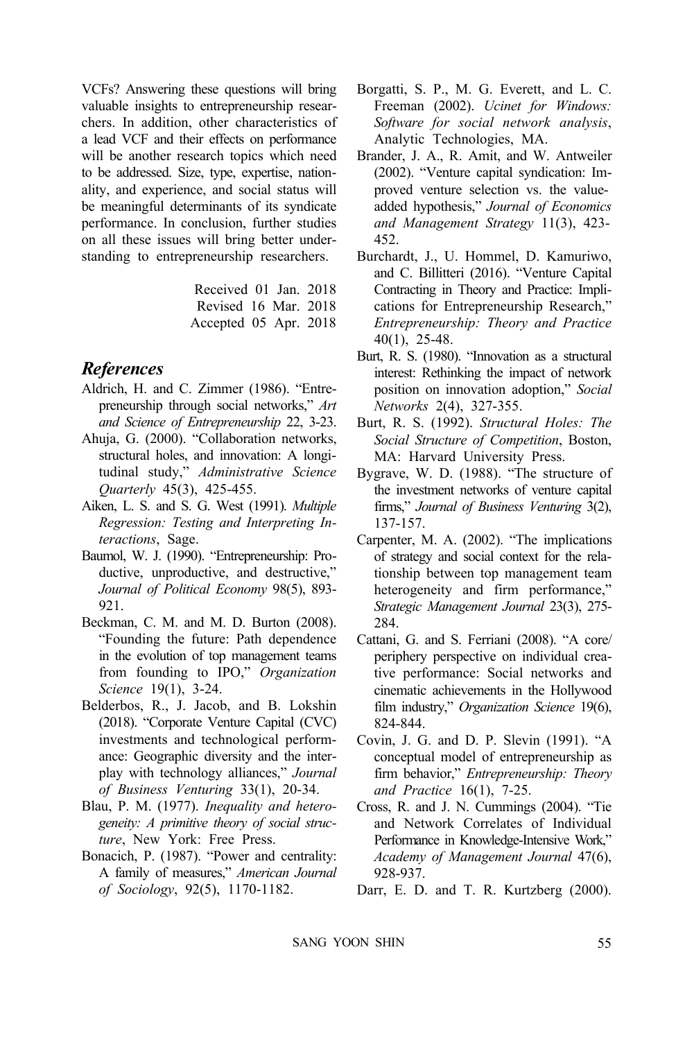VCFs? Answering these questions will bring valuable insights to entrepreneurship researchers. In addition, other characteristics of a lead VCF and their effects on performance will be another research topics which need to be addressed. Size, type, expertise, nationality, and experience, and social status will be meaningful determinants of its syndicate performance. In conclusion, further studies on all these issues will bring better understanding to entrepreneurship researchers.

Received 01 Jan. 2018
Revised 16 Mar. 2018
Accepted 05 Apr. 2018

## *References*

Aldrich, H. and C. Zimmer (1986). "Entrepreneurship through social networks," *Art and Science of Entrepreneurship* 22, 3-23.

Ahuja, G. (2000). "Collaboration networks, structural holes, and innovation: A longitudinal study," *Administrative Science Quarterly* 45(3), 425-455.

Aiken, L. S. and S. G. West (1991). *Multiple Regression: Testing and Interpreting Interactions*, Sage.

Baumol, W. J. (1990). "Entrepreneurship: Productive, unproductive, and destructive," *Journal of Political Economy* 98(5), 893-921.

Beckman, C. M. and M. D. Burton (2008). "Founding the future: Path dependence in the evolution of top management teams from founding to IPO," *Organization Science* 19(1), 3-24.

Belderbos, R., J. Jacob, and B. Lokshin (2018). "Corporate Venture Capital (CVC) investments and technological performance: Geographic diversity and the interplay with technology alliances," *Journal of Business Venturing* 33(1), 20-34.

Blau, P. M. (1977). *Inequality and heterogeneity: A primitive theory of social structure*, New York: Free Press.

Bonacich, P. (1987). "Power and centrality: A family of measures," *American Journal of Sociology*, 92(5), 1170-1182.

Borgatti, S. P., M. G. Everett, and L. C. Freeman (2002). *Ucinet for Windows: Software for social network analysis*, Analytic Technologies, MA.

Brander, J. A., R. Amit, and W. Antweiler (2002). "Venture capital syndication: Improved venture selection vs. the value-added hypothesis," *Journal of Economics and Management Strategy* 11(3), 423-452.

Burchardt, J., U. Hommel, D. Kamuriwo, and C. Billitteri (2016). "Venture Capital Contracting in Theory and Practice: Implications for Entrepreneurship Research," *Entrepreneurship: Theory and Practice* 40(1), 25-48.

Burt, R. S. (1980). "Innovation as a structural interest: Rethinking the impact of network position on innovation adoption," *Social Networks* 2(4), 327-355.

Burt, R. S. (1992). *Structural Holes: The Social Structure of Competition*, Boston, MA: Harvard University Press.

Bygrave, W. D. (1988). "The structure of the investment networks of venture capital firms," *Journal of Business Venturing* 3(2), 137-157.

Carpenter, M. A. (2002). "The implications of strategy and social context for the relationship between top management team heterogeneity and firm performance," *Strategic Management Journal* 23(3), 275-284.

Cattani, G. and S. Ferriani (2008). "A core/periphery perspective on individual creative performance: Social networks and cinematic achievements in the Hollywood film industry," *Organization Science* 19(6), 824-844.

Covin, J. G. and D. P. Slevin (1991). "A conceptual model of entrepreneurship as firm behavior," *Entrepreneurship: Theory and Practice* 16(1), 7-25.

Cross, R. and J. N. Cummings (2004). "Tie and Network Correlates of Individual Performance in Knowledge-Intensive Work," *Academy of Management Journal* 47(6), 928-937.

Darr, E. D. and T. R. Kurtzberg (2000).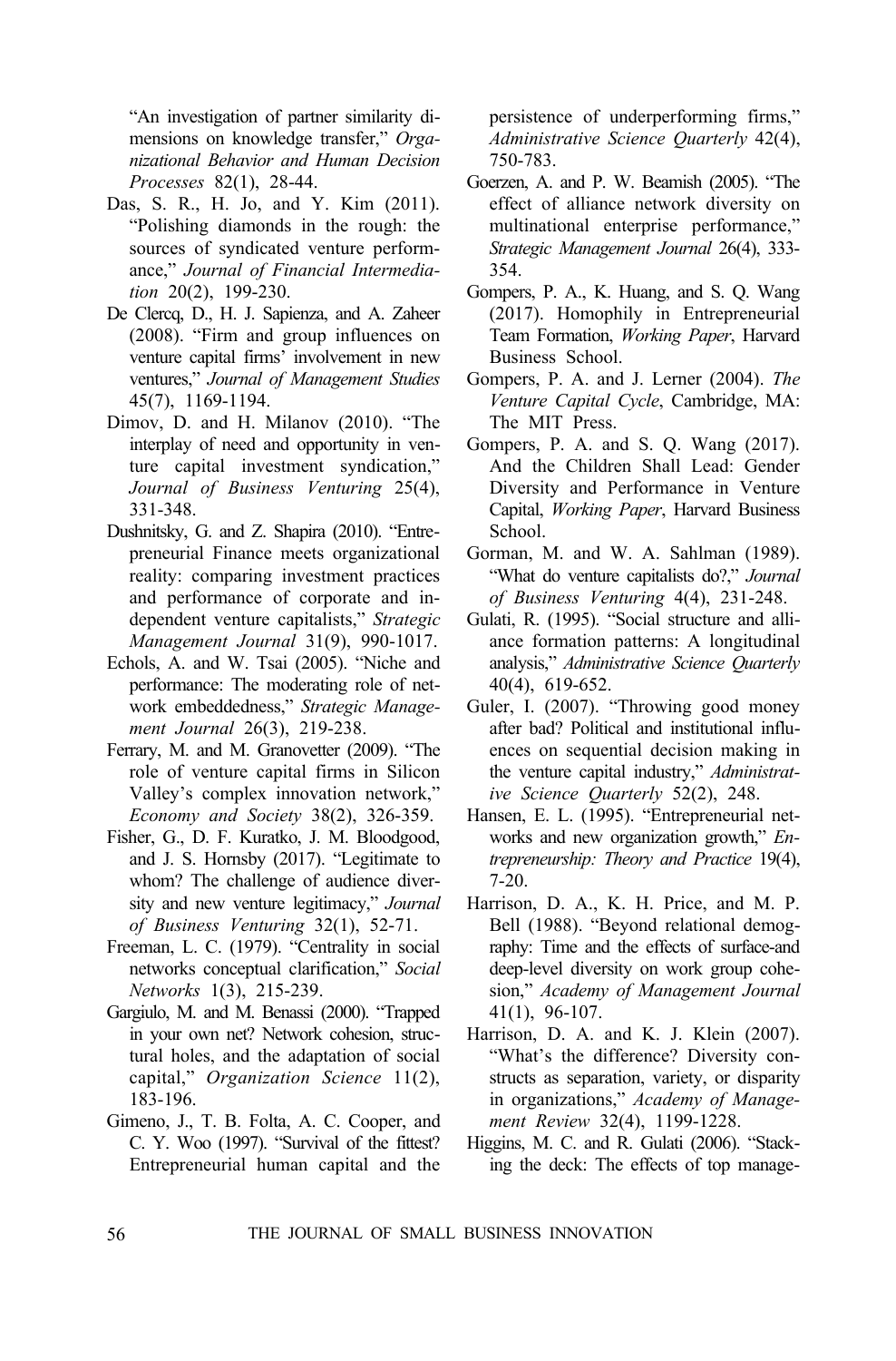"An investigation of partner similarity dimensions on knowledge transfer," *Organizational Behavior and Human Decision Processes* 82(1), 28-44.

Das, S. R., H. Jo, and Y. Kim (2011). "Polishing diamonds in the rough: the sources of syndicated venture performance," *Journal of Financial Intermediation* 20(2), 199-230.

De Clercq, D., H. J. Sapienza, and A. Zaheer (2008). "Firm and group influences on venture capital firms' involvement in new ventures," *Journal of Management Studies* 45(7), 1169-1194.

Dimov, D. and H. Milanov (2010). "The interplay of need and opportunity in venture capital investment syndication," *Journal of Business Venturing* 25(4), 331-348.

Dushnitsky, G. and Z. Shapira (2010). "Entrepreneurial Finance meets organizational reality: comparing investment practices and performance of corporate and independent venture capitalists," *Strategic Management Journal* 31(9), 990-1017.

Echols, A. and W. Tsai (2005). "Niche and performance: The moderating role of network embeddedness," *Strategic Management Journal* 26(3), 219-238.

Ferrary, M. and M. Granovetter (2009). "The role of venture capital firms in Silicon Valley's complex innovation network," *Economy and Society* 38(2), 326-359.

Fisher, G., D. F. Kuratko, J. M. Bloodgood, and J. S. Hornsby (2017). "Legitimate to whom? The challenge of audience diversity and new venture legitimacy," *Journal of Business Venturing* 32(1), 52-71.

Freeman, L. C. (1979). "Centrality in social networks conceptual clarification," *Social Networks* 1(3), 215-239.

Gargiulo, M. and M. Benassi (2000). "Trapped in your own net? Network cohesion, structural holes, and the adaptation of social capital," *Organization Science* 11(2), 183-196.

Gimeno, J., T. B. Folta, A. C. Cooper, and C. Y. Woo (1997). "Survival of the fittest? Entrepreneurial human capital and the persistence of underperforming firms," *Administrative Science Quarterly* 42(4), 750-783.

Goerzen, A. and P. W. Beamish (2005). "The effect of alliance network diversity on multinational enterprise performance," *Strategic Management Journal* 26(4), 333-354.

Gompers, P. A., K. Huang, and S. Q. Wang (2017). Homophily in Entrepreneurial Team Formation, *Working Paper*, Harvard Business School.

Gompers, P. A. and J. Lerner (2004). *The Venture Capital Cycle*, Cambridge, MA: The MIT Press.

Gompers, P. A. and S. Q. Wang (2017). And the Children Shall Lead: Gender Diversity and Performance in Venture Capital, *Working Paper*, Harvard Business School.

Gorman, M. and W. A. Sahlman (1989). "What do venture capitalists do?," *Journal of Business Venturing* 4(4), 231-248.

Gulati, R. (1995). "Social structure and alliance formation patterns: A longitudinal analysis," *Administrative Science Quarterly* 40(4), 619-652.

Guler, I. (2007). "Throwing good money after bad? Political and institutional influences on sequential decision making in the venture capital industry," *Administrative Science Quarterly* 52(2), 248.

Hansen, E. L. (1995). "Entrepreneurial networks and new organization growth," *Entrepreneurship: Theory and Practice* 19(4), 7-20.

Harrison, D. A., K. H. Price, and M. P. Bell (1988). "Beyond relational demography: Time and the effects of surface-and deep-level diversity on work group cohesion," *Academy of Management Journal* 41(1), 96-107.

Harrison, D. A. and K. J. Klein (2007). "What's the difference? Diversity constructs as separation, variety, or disparity in organizations," *Academy of Management Review* 32(4), 1199-1228.

Higgins, M. C. and R. Gulati (2006). "Stacking the deck: The effects of top manage-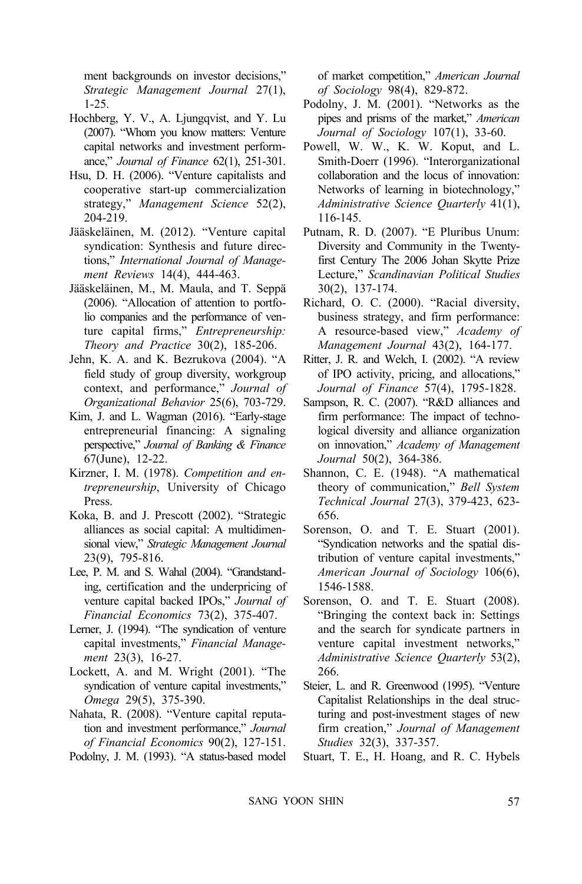ment backgrounds on investor decisions," *Strategic Management Journal* 27(1), 1-25.

Hochberg, Y. V., A. Ljungqvist, and Y. Lu (2007). "Whom you know matters: Venture capital networks and investment performance," *Journal of Finance* 62(1), 251-301.

Hsu, D. H. (2006). "Venture capitalists and cooperative start-up commercialization strategy," *Management Science* 52(2), 204-219.

Jääskeläinen, M. (2012). "Venture capital syndication: Synthesis and future directions," *International Journal of Management Reviews* 14(4), 444-463.

Jääskeläinen, M., M. Maula, and T. Seppä (2006). "Allocation of attention to portfolio companies and the performance of venture capital firms," *Entrepreneurship: Theory and Practice* 30(2), 185-206.

Jehn, K. A. and K. Bezrukova (2004). "A field study of group diversity, workgroup context, and performance," *Journal of Organizational Behavior* 25(6), 703-729.

Kim, J. and L. Wagman (2016). "Early-stage entrepreneurial financing: A signaling perspective," *Journal of Banking & Finance* 67(June), 12-22.

Kirzner, I. M. (1978). *Competition and entrepreneurship*, University of Chicago Press.

Koka, B. and J. Prescott (2002). "Strategic alliances as social capital: A multidimensional view," *Strategic Management Journal* 23(9), 795-816.

Lee, P. M. and S. Wahal (2004). "Grandstanding, certification and the underpricing of venture capital backed IPOs," *Journal of Financial Economics* 73(2), 375-407.

Lerner, J. (1994). "The syndication of venture capital investments," *Financial Management* 23(3), 16-27.

Lockett, A. and M. Wright (2001). "The syndication of venture capital investments," *Omega* 29(5), 375-390.

Nahata, R. (2008). "Venture capital reputation and investment performance," *Journal of Financial Economics* 90(2), 127-151.

Podolny, J. M. (1993). "A status-based model of market competition," *American Journal of Sociology* 98(4), 829-872.

Podolny, J. M. (2001). "Networks as the pipes and prisms of the market," *American Journal of Sociology* 107(1), 33-60.

Powell, W. W., K. W. Koput, and L. Smith-Doerr (1996). "Interorganizational collaboration and the locus of innovation: Networks of learning in biotechnology," *Administrative Science Quarterly* 41(1), 116-145.

Putnam, R. D. (2007). "E Pluribus Unum: Diversity and Community in the Twenty-first Century The 2006 Johan Skytte Prize Lecture," *Scandinavian Political Studies* 30(2), 137-174.

Richard, O. C. (2000). "Racial diversity, business strategy, and firm performance: A resource-based view," *Academy of Management Journal* 43(2), 164-177.

Ritter, J. R. and Welch, I. (2002). "A review of IPO activity, pricing, and allocations," *Journal of Finance* 57(4), 1795-1828.

Sampson, R. C. (2007). "R&D alliances and firm performance: The impact of technological diversity and alliance organization on innovation," *Academy of Management Journal* 50(2), 364-386.

Shannon, C. E. (1948). "A mathematical theory of communication," *Bell System Technical Journal* 27(3), 379-423, 623-656.

Sorenson, O. and T. E. Stuart (2001). "Syndication networks and the spatial distribution of venture capital investments," *American Journal of Sociology* 106(6), 1546-1588.

Sorenson, O. and T. E. Stuart (2008). "Bringing the context back in: Settings and the search for syndicate partners in venture capital investment networks," *Administrative Science Quarterly* 53(2), 266.

Steier, L. and R. Greenwood (1995). "Venture Capitalist Relationships in the deal structuring and post-investment stages of new firm creation," *Journal of Management Studies* 32(3), 337-357.

Stuart, T. E., H. Hoang, and R. C. Hybels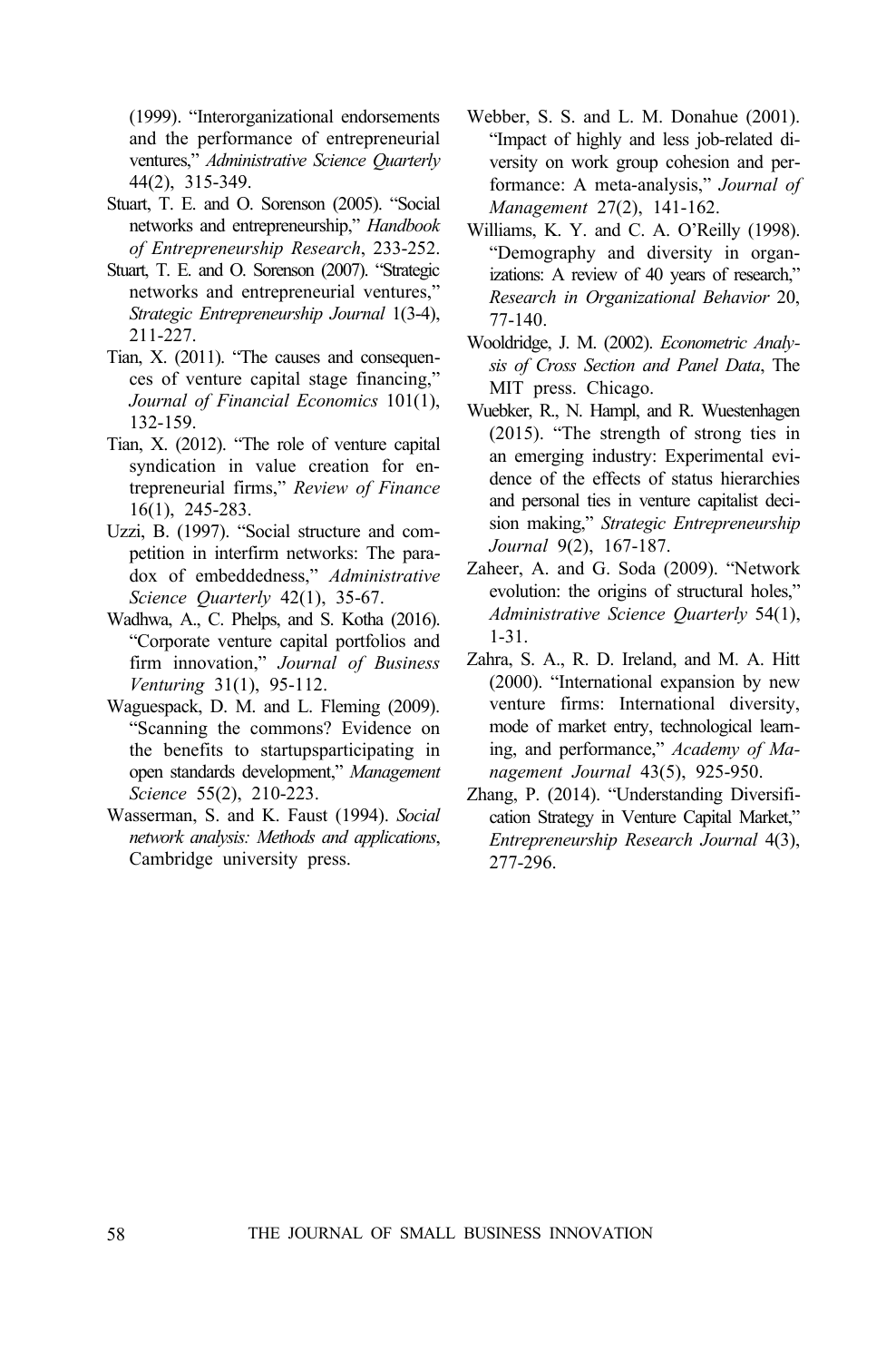(1999). "Interorganizational endorsements and the performance of entrepreneurial ventures," *Administrative Science Quarterly* 44(2), 315-349.

Stuart, T. E. and O. Sorenson (2005). "Social networks and entrepreneurship," *Handbook of Entrepreneurship Research*, 233-252.

Stuart, T. E. and O. Sorenson (2007). "Strategic networks and entrepreneurial ventures," *Strategic Entrepreneurship Journal* 1(3-4), 211-227.

Tian, X. (2011). "The causes and consequences of venture capital stage financing," *Journal of Financial Economics* 101(1), 132-159.

Tian, X. (2012). "The role of venture capital syndication in value creation for entrepreneurial firms," *Review of Finance* 16(1), 245-283.

Uzzi, B. (1997). "Social structure and competition in interfirm networks: The paradox of embeddedness," *Administrative Science Quarterly* 42(1), 35-67.

Wadhwa, A., C. Phelps, and S. Kotha (2016). "Corporate venture capital portfolios and firm innovation," *Journal of Business Venturing* 31(1), 95-112.

Waguespack, D. M. and L. Fleming (2009). "Scanning the commons? Evidence on the benefits to startupsparticipating in open standards development," *Management Science* 55(2), 210-223.

Wasserman, S. and K. Faust (1994). *Social network analysis: Methods and applications*, Cambridge university press.

Webber, S. S. and L. M. Donahue (2001). "Impact of highly and less job-related diversity on work group cohesion and performance: A meta-analysis," *Journal of Management* 27(2), 141-162.

Williams, K. Y. and C. A. O'Reilly (1998). "Demography and diversity in organizations: A review of 40 years of research," *Research in Organizational Behavior* 20, 77-140.

Wooldridge, J. M. (2002). *Econometric Analysis of Cross Section and Panel Data*, The MIT press. Chicago.

Wuebker, R., N. Hampl, and R. Wuestenhagen (2015). "The strength of strong ties in an emerging industry: Experimental evidence of the effects of status hierarchies and personal ties in venture capitalist decision making," *Strategic Entrepreneurship Journal* 9(2), 167-187.

Zaheer, A. and G. Soda (2009). "Network evolution: the origins of structural holes," *Administrative Science Quarterly* 54(1), 1-31.

Zahra, S. A., R. D. Ireland, and M. A. Hitt (2000). "International expansion by new venture firms: International diversity, mode of market entry, technological learning, and performance," *Academy of Management Journal* 43(5), 925-950.

Zhang, P. (2014). "Understanding Diversification Strategy in Venture Capital Market," *Entrepreneurship Research Journal* 4(3), 277-296.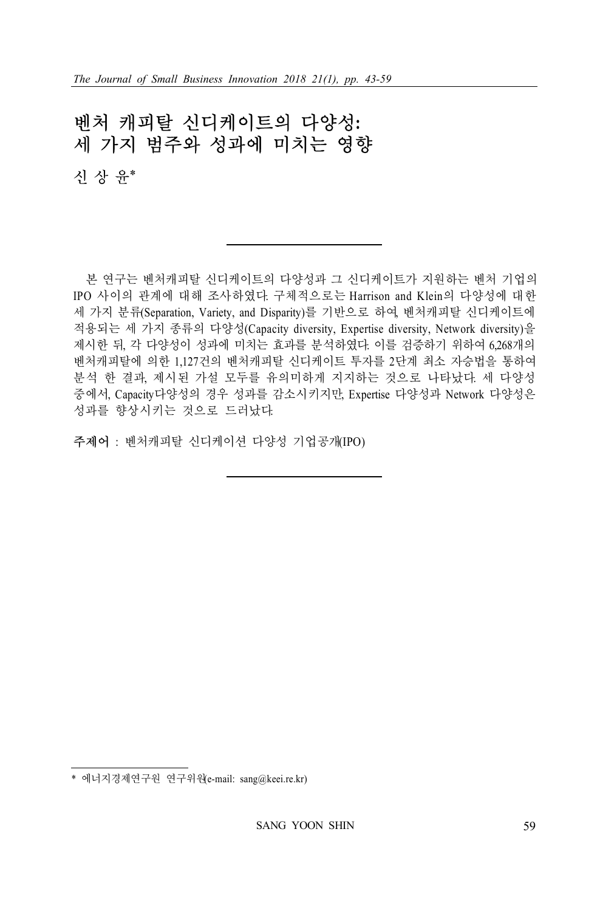# 벤처 캐피탈 신디케이트의 다양성: 세 가지 범주와 성과에 미치는 영향

신 상 윤*

본 연구는 벤처캐피탈 신디케이트의 다양성과 그 신디케이트가 지원하는 벤처 기업의 IPO 사이의 관계에 대해 조사하였다. 구체적으로는 Harrison and Klein의 다양성에 대한 세 가지 분류(Separation, Variety, and Disparity)를 기반으로 하여, 벤처캐피탈 신디케이트에 적용되는 세 가지 종류의 다양성(Capacity diversity, Expertise diversity, Network diversity)을 제시한 뒤, 각 다양성이 성과에 미치는 효과를 분석하였다. 이를 검증하기 위하여 6,268개의 벤처캐피탈에 의한 1,127건의 벤처캐피탈 신디케이트 투자를 2단계 최소 자승법을 통하여 분석 한 결과, 제시된 가설 모두를 유의미하게 지지하는 것으로 나타났다. 세 다양성 중에서, Capacity다양성의 경우 성과를 감소시키지만, Expertise 다양성과 Network 다양성은 성과를 향상시키는 것으로 드러났다.

**주제어** : 벤처캐피탈 신디케이션 다양성 기업공개(IPO)

---

* 에너지경제연구원 연구위원(e-mail: sang@keei.re.kr)